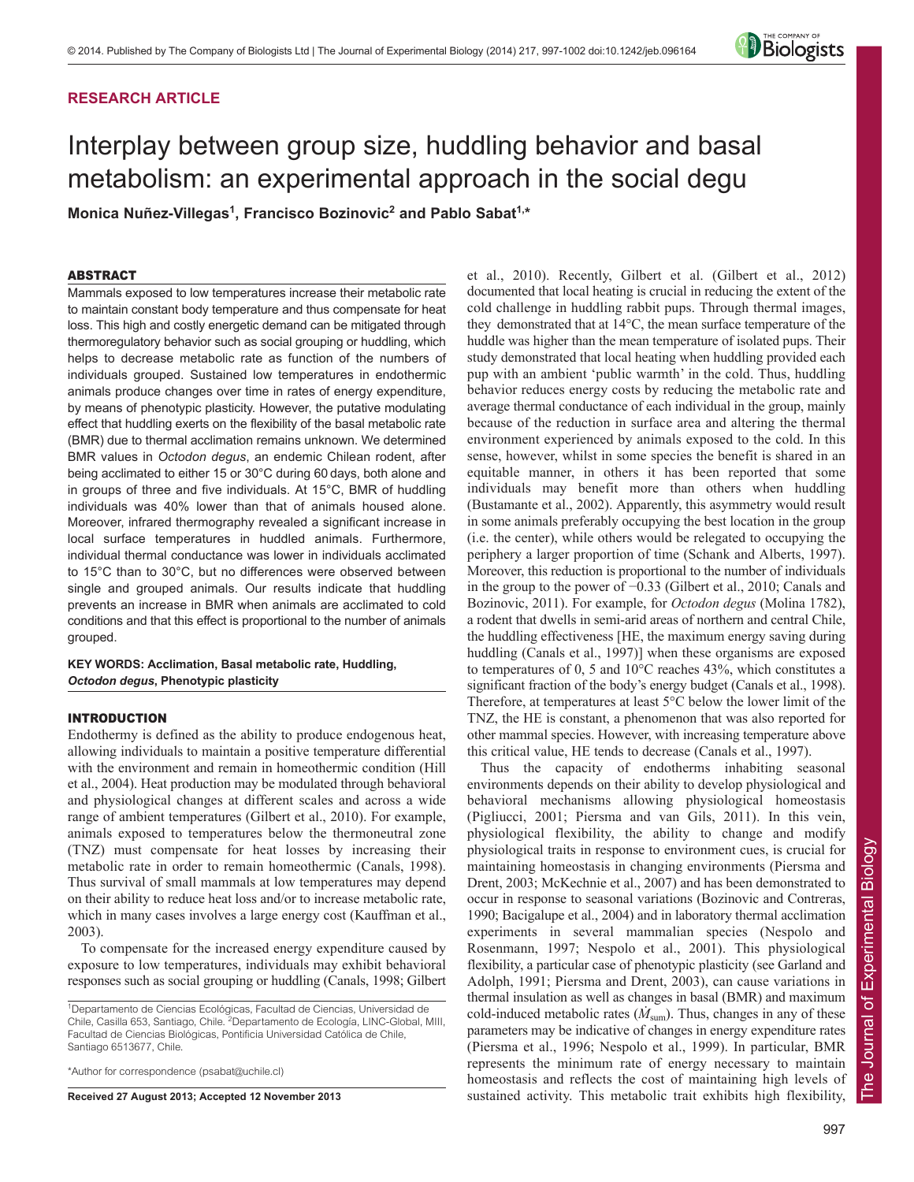RESEARCH ARTICLE

# Interplay between group size, huddling behavior and basal metabolism: an experimental approach in the social degu

**Monica Nuñez-Villegas[1], Francisco Bozinovic[2] and Pablo Sabat[1,*]**

## ABSTRACT

Mammals exposed to low temperatures increase their metabolic rate to maintain constant body temperature and thus compensate for heat loss. This high and costly energetic demand can be mitigated through thermoregulatory behavior such as social grouping or huddling, which helps to decrease metabolic rate as function of the numbers of individuals grouped. Sustained low temperatures in endothermic animals produce changes over time in rates of energy expenditure, by means of phenotypic plasticity. However, the putative modulating effect that huddling exerts on the flexibility of the basal metabolic rate (BMR) due to thermal acclimation remains unknown. We determined BMR values in *Octodon degus*, an endemic Chilean rodent, after being acclimated to either 15 or 30°C during 60 days, both alone and in groups of three and five individuals. At 15°C, BMR of huddling individuals was 40% lower than that of animals housed alone. Moreover, infrared thermography revealed a significant increase in local surface temperatures in huddled animals. Furthermore, individual thermal conductance was lower in individuals acclimated to 15°C than to 30°C, but no differences were observed between single and grouped animals. Our results indicate that huddling prevents an increase in BMR when animals are acclimated to cold conditions and that this effect is proportional to the number of animals grouped.

**KEY WORDS: Acclimation, Basal metabolic rate, Huddling, *Octodon degus*, Phenotypic plasticity**

## INTRODUCTION

Endothermy is defined as the ability to produce endogenous heat, allowing individuals to maintain a positive temperature differential with the environment and remain in homeothermic condition (Hill et al., 2004). Heat production may be modulated through behavioral and physiological changes at different scales and across a wide range of ambient temperatures (Gilbert et al., 2010). For example, animals exposed to temperatures below the thermoneutral zone (TNZ) must compensate for heat losses by increasing their metabolic rate in order to remain homeothermic (Canals, 1998). Thus survival of small mammals at low temperatures may depend on their ability to reduce heat loss and/or to increase metabolic rate, which in many cases involves a large energy cost (Kauffman et al., 2003).

To compensate for the increased energy expenditure caused by exposure to low temperatures, individuals may exhibit behavioral responses such as social grouping or huddling (Canals, 1998; Gilbert et al., 2010). Recently, Gilbert et al. (Gilbert et al., 2012) documented that local heating is crucial in reducing the extent of the cold challenge in huddling rabbit pups. Through thermal images, they demonstrated that at 14°C, the mean surface temperature of the huddle was higher than the mean temperature of isolated pups. Their study demonstrated that local heating when huddling provided each pup with an ambient 'public warmth' in the cold. Thus, huddling behavior reduces energy costs by reducing the metabolic rate and average thermal conductance of each individual in the group, mainly because of the reduction in surface area and altering the thermal environment experienced by animals exposed to the cold. In this sense, however, whilst in some species the benefit is shared in an equitable manner, in others it has been reported that some individuals may benefit more than others when huddling (Bustamante et al., 2002). Apparently, this asymmetry would result in some animals preferably occupying the best location in the group (i.e. the center), while others would be relegated to occupying the periphery a larger proportion of time (Schank and Alberts, 1997). Moreover, this reduction is proportional to the number of individuals in the group to the power of −0.33 (Gilbert et al., 2010; Canals and Bozinovic, 2011). For example, for *Octodon degus* (Molina 1782), a rodent that dwells in semi-arid areas of northern and central Chile, the huddling effectiveness [HE, the maximum energy saving during huddling (Canals et al., 1997)] when these organisms are exposed to temperatures of 0, 5 and 10°C reaches 43%, which constitutes a significant fraction of the body's energy budget (Canals et al., 1998). Therefore, at temperatures at least 5°C below the lower limit of the TNZ, the HE is constant, a phenomenon that was also reported for other mammal species. However, with increasing temperature above this critical value, HE tends to decrease (Canals et al., 1997).

Thus the capacity of endotherms inhabiting seasonal environments depends on their ability to develop physiological and behavioral mechanisms allowing physiological homeostasis (Pigliucci, 2001; Piersma and van Gils, 2011). In this vein, physiological flexibility, the ability to change and modify physiological traits in response to environment cues, is crucial for maintaining homeostasis in changing environments (Piersma and Drent, 2003; McKechnie et al., 2007) and has been demonstrated to occur in response to seasonal variations (Bozinovic and Contreras, 1990; Bacigalupe et al., 2004) and in laboratory thermal acclimation experiments in several mammalian species (Nespolo and Rosenmann, 1997; Nespolo et al., 2001). This physiological flexibility, a particular case of phenotypic plasticity (see Garland and Adolph, 1991; Piersma and Drent, 2003), can cause variations in thermal insulation as well as changes in basal (BMR) and maximum cold-induced metabolic rates ($\dot{M}_{sum}$). Thus, changes in any of these parameters may be indicative of changes in energy expenditure rates (Piersma et al., 1996; Nespolo et al., 1999). In particular, BMR represents the minimum rate of energy necessary to maintain homeostasis and reflects the cost of maintaining high levels of sustained activity. This metabolic trait exhibits high flexibility,

[1]Departamento de Ciencias Ecológicas, Facultad de Ciencias, Universidad de Chile, Casilla 653, Santiago, Chile. [2]Departamento de Ecología, LINC-Global, MIII, Facultad de Ciencias Biológicas, Pontificia Universidad Católica de Chile, Santiago 6513677, Chile.

*Author for correspondence (psabat@uchile.cl)

**Received 27 August 2013; Accepted 12 November 2013**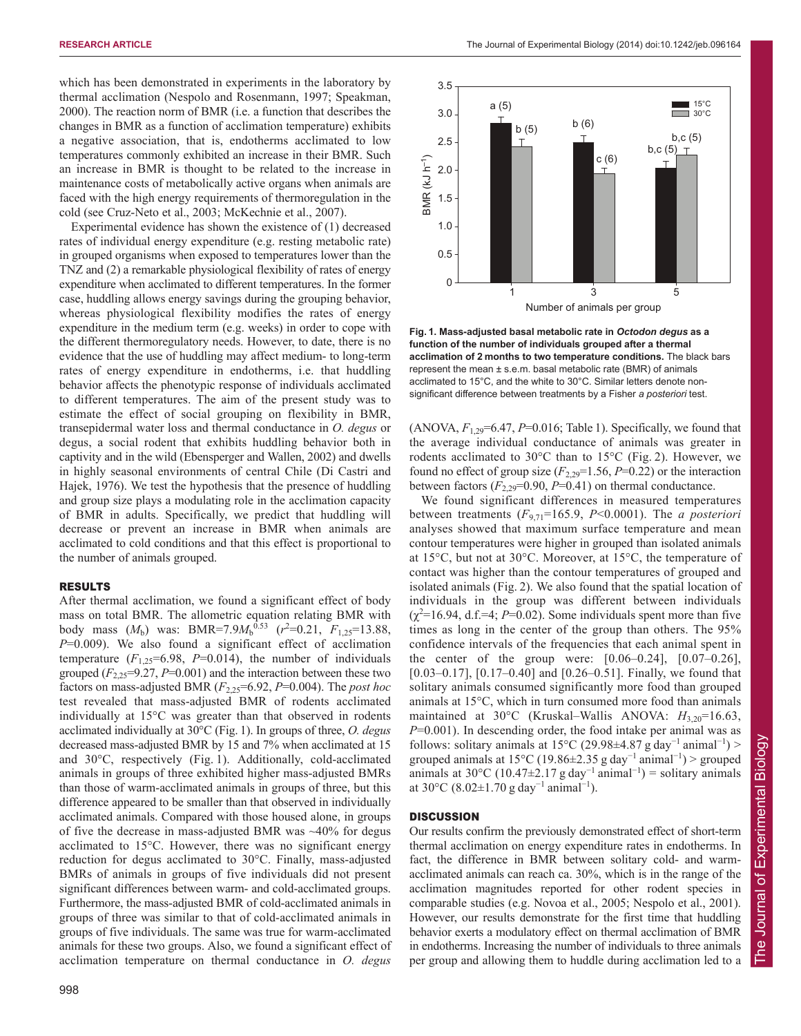which has been demonstrated in experiments in the laboratory by thermal acclimation (Nespolo and Rosenmann, 1997; Speakman, 2000). The reaction norm of BMR (i.e. a function that describes the changes in BMR as a function of acclimation temperature) exhibits a negative association, that is, endotherms acclimated to low temperatures commonly exhibited an increase in their BMR. Such an increase in BMR is thought to be related to the increase in maintenance costs of metabolically active organs when animals are faced with the high energy requirements of thermoregulation in the cold (see Cruz-Neto et al., 2003; McKechnie et al., 2007).

Experimental evidence has shown the existence of (1) decreased rates of individual energy expenditure (e.g. resting metabolic rate) in grouped organisms when exposed to temperatures lower than the TNZ and (2) a remarkable physiological flexibility of rates of energy expenditure when acclimated to different temperatures. In the former case, huddling allows energy savings during the grouping behavior, whereas physiological flexibility modifies the rates of energy expenditure in the medium term (e.g. weeks) in order to cope with the different thermoregulatory needs. However, to date, there is no evidence that the use of huddling may affect medium- to long-term rates of energy expenditure in endotherms, i.e. that huddling behavior affects the phenotypic response of individuals acclimated to different temperatures. The aim of the present study was to estimate the effect of social grouping on flexibility in BMR, transepidermal water loss and thermal conductance in *O. degus* or degus, a social rodent that exhibits huddling behavior both in captivity and in the wild (Ebensperger and Wallen, 2002) and dwells in highly seasonal environments of central Chile (Di Castri and Hajek, 1976). We test the hypothesis that the presence of huddling and group size plays a modulating role in the acclimation capacity of BMR in adults. Specifically, we predict that huddling will decrease or prevent an increase in BMR when animals are acclimated to cold conditions and that this effect is proportional to the number of animals grouped.

## RESULTS

After thermal acclimation, we found a significant effect of body mass on total BMR. The allometric equation relating BMR with body mass ($M_b$) was: BMR=$7.9M_b^{0.53}$ ($r^2$=0.21, $F_{1,25}$=13.88, $P$=0.009). We also found a significant effect of acclimation temperature ($F_{1,25}$=6.98, $P$=0.014), the number of individuals grouped ($F_{2,25}$=9.27, $P$=0.001) and the interaction between these two factors on mass-adjusted BMR ($F_{2,25}$=6.92, $P$=0.004). The *post hoc* test revealed that mass-adjusted BMR of rodents acclimated individually at 15°C was greater than that observed in rodents acclimated individually at 30°C (Fig. 1). In groups of three, *O. degus* decreased mass-adjusted BMR by 15 and 7% when acclimated at 15 and 30°C, respectively (Fig. 1). Additionally, cold-acclimated animals in groups of three exhibited higher mass-adjusted BMRs than those of warm-acclimated animals in groups of three, but this difference appeared to be smaller than that observed in individually acclimated animals. Compared with those housed alone, in groups of five the decrease in mass-adjusted BMR was ~40% for degus acclimated to 15°C. However, there was no significant energy reduction for degus acclimated to 30°C. Finally, mass-adjusted BMRs of animals in groups of five individuals did not present significant differences between warm- and cold-acclimated groups. Furthermore, the mass-adjusted BMR of cold-acclimated animals in groups of three was similar to that of cold-acclimated animals in groups of five individuals. The same was true for warm-acclimated animals for these two groups. Also, we found a significant effect of acclimation temperature on thermal conductance in *O. degus* (ANOVA, $F_{1,29}$=6.47, $P$=0.016; Table 1). Specifically, we found that the average individual conductance of animals was greater in rodents acclimated to 30°C than to 15°C (Fig. 2). However, we found no effect of group size ($F_{2,29}$=1.56, $P$=0.22) or the interaction between factors ($F_{2,29}$=0.90, $P$=0.41) on thermal conductance.

**Fig. 1. Mass-adjusted basal metabolic rate in *Octodon degus* as a function of the number of individuals grouped after a thermal acclimation of 2 months to two temperature conditions.** The black bars represent the mean ± s.e.m. basal metabolic rate (BMR) of animals acclimated to 15°C, and the white to 30°C. Similar letters denote non-significant difference between treatments by a Fisher *a posteriori* test.

We found significant differences in measured temperatures between treatments ($F_{9,71}$=165.9, $P$<0.0001). The *a posteriori* analyses showed that maximum surface temperature and mean contour temperatures were higher in grouped than isolated animals at 15°C, but not at 30°C. Moreover, at 15°C, the temperature of contact was higher than the contour temperatures of grouped and isolated animals (Fig. 2). We also found that the spatial location of individuals in the group was different between individuals ($\chi^2$=16.94, d.f.=4; $P$=0.02). Some individuals spent more than five times as long in the center of the group than others. The 95% confidence intervals of the frequencies that each animal spent in the center of the group were: [0.06–0.24], [0.07–0.26], [0.03–0.17], [0.17–0.40] and [0.26–0.51]. Finally, we found that solitary animals consumed significantly more food than grouped animals at 15°C, which in turn consumed more food than animals maintained at 30°C (Kruskal–Wallis ANOVA: $H_{3,20}$=16.63, $P$=0.001). In descending order, the food intake per animal was as follows: solitary animals at 15°C (29.98±4.87 g day$^{-1}$ animal$^{-1}$) > grouped animals at 15°C (19.86±2.35 g day$^{-1}$ animal$^{-1}$) > grouped animals at 30°C (10.47±2.17 g day$^{-1}$ animal$^{-1}$) = solitary animals at 30°C (8.02±1.70 g day$^{-1}$ animal$^{-1}$).

## DISCUSSION

Our results confirm the previously demonstrated effect of short-term thermal acclimation on energy expenditure rates in endotherms. In fact, the difference in BMR between solitary cold- and warm-acclimated animals can reach ca. 30%, which is in the range of the acclimation magnitudes reported for other rodent species in comparable studies (e.g. Novoa et al., 2005; Nespolo et al., 2001). However, our results demonstrate for the first time that huddling behavior exerts a modulatory effect on thermal acclimation of BMR in endotherms. Increasing the number of individuals to three animals per group and allowing them to huddle during acclimation led to a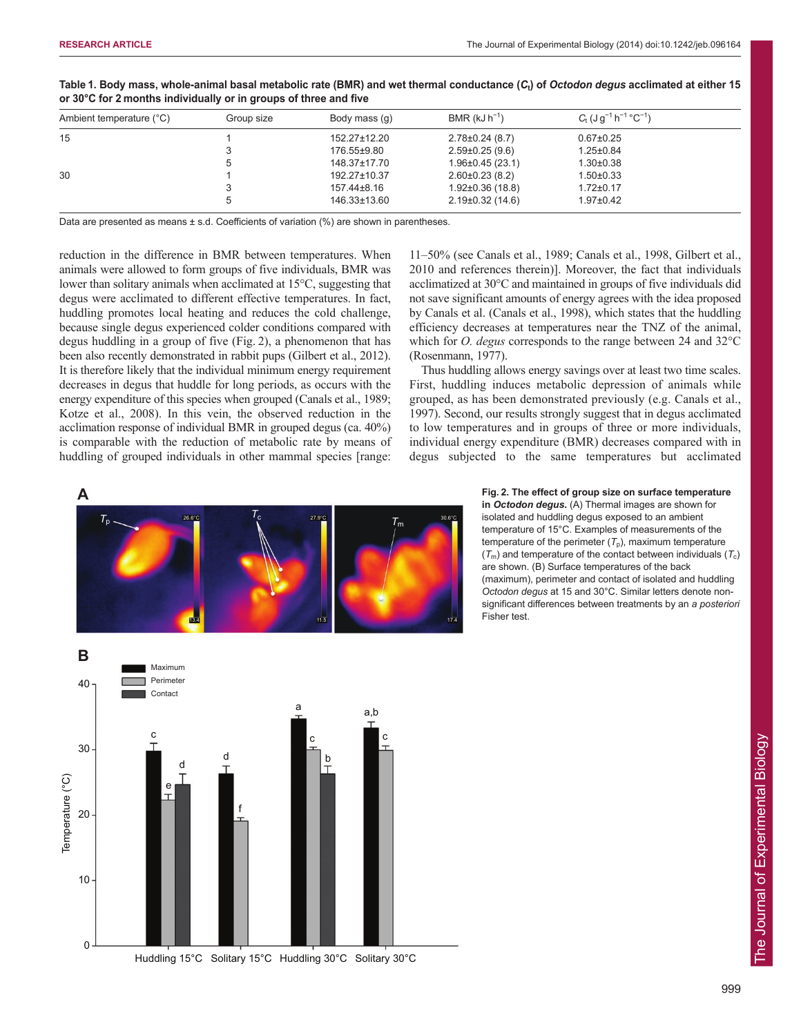**Table 1. Body mass, whole-animal basal metabolic rate (BMR) and wet thermal conductance ($C_t$) of *Octodon degus* acclimated at either 15 or 30°C for 2 months individually or in groups of three and five**

| Ambient temperature (°C) | Group size | Body mass (g) | BMR (kJ $h^{-1}$) | $C_t$ (J $g^{-1}$ $h^{-1}$ °$C^{-1}$) |
|---|---|---|---|---|
| 15 | 1 | 152.27±12.20 | 2.78±0.24 (8.7) | 0.67±0.25 |
| | 3 | 176.55±9.80 | 2.59±0.25 (9.6) | 1.25±0.84 |
| | 5 | 148.37±17.70 | 1.96±0.45 (23.1) | 1.30±0.38 |
| 30 | 1 | 192.27±10.37 | 2.60±0.23 (8.2) | 1.50±0.33 |
| | 3 | 157.44±8.16 | 1.92±0.36 (18.8) | 1.72±0.17 |
| | 5 | 146.33±13.60 | 2.19±0.32 (14.6) | 1.97±0.42 |

Data are presented as means ± s.d. Coefficients of variation (%) are shown in parentheses.

reduction in the difference in BMR between temperatures. When animals were allowed to form groups of five individuals, BMR was lower than solitary animals when acclimated at 15°C, suggesting that degus were acclimated to different effective temperatures. In fact, huddling promotes local heating and reduces the cold challenge, because single degus experienced colder conditions compared with degus huddling in a group of five (Fig. 2), a phenomenon that has been also recently demonstrated in rabbit pups (Gilbert et al., 2012). It is therefore likely that the individual minimum energy requirement decreases in degus that huddle for long periods, as occurs with the energy expenditure of this species when grouped (Canals et al., 1989; Kotze et al., 2008). In this vein, the observed reduction in the acclimation response of individual BMR in grouped degus (ca. 40%) is comparable with the reduction of metabolic rate by means of huddling of grouped individuals in other mammal species [range: 11–50% (see Canals et al., 1989; Canals et al., 1998, Gilbert et al., 2010 and references therein)]. Moreover, the fact that individuals acclimatized at 30°C and maintained in groups of five individuals did not save significant amounts of energy agrees with the idea proposed by Canals et al. (Canals et al., 1998), which states that the huddling efficiency decreases at temperatures near the TNZ of the animal, which for *O. degus* corresponds to the range between 24 and 32°C (Rosenmann, 1977).

Thus huddling allows energy savings over at least two time scales. First, huddling induces metabolic depression of animals while grouped, as has been demonstrated previously (e.g. Canals et al., 1997). Second, our results strongly suggest that in degus acclimated to low temperatures and in groups of three or more individuals, individual energy expenditure (BMR) decreases compared with in degus subjected to the same temperatures but acclimated

**Fig. 2. The effect of group size on surface temperature in *Octodon degus*.** (A) Thermal images are shown for isolated and huddling degus exposed to an ambient temperature of 15°C. Examples of measurements of the temperature of the perimeter ($T_p$), maximum temperature ($T_m$) and temperature of the contact between individuals ($T_c$) are shown. (B) Surface temperatures of the back (maximum), perimeter and contact of isolated and huddling *Octodon degus* at 15 and 30°C. Similar letters denote non-significant differences between treatments by an *a posteriori* Fisher test.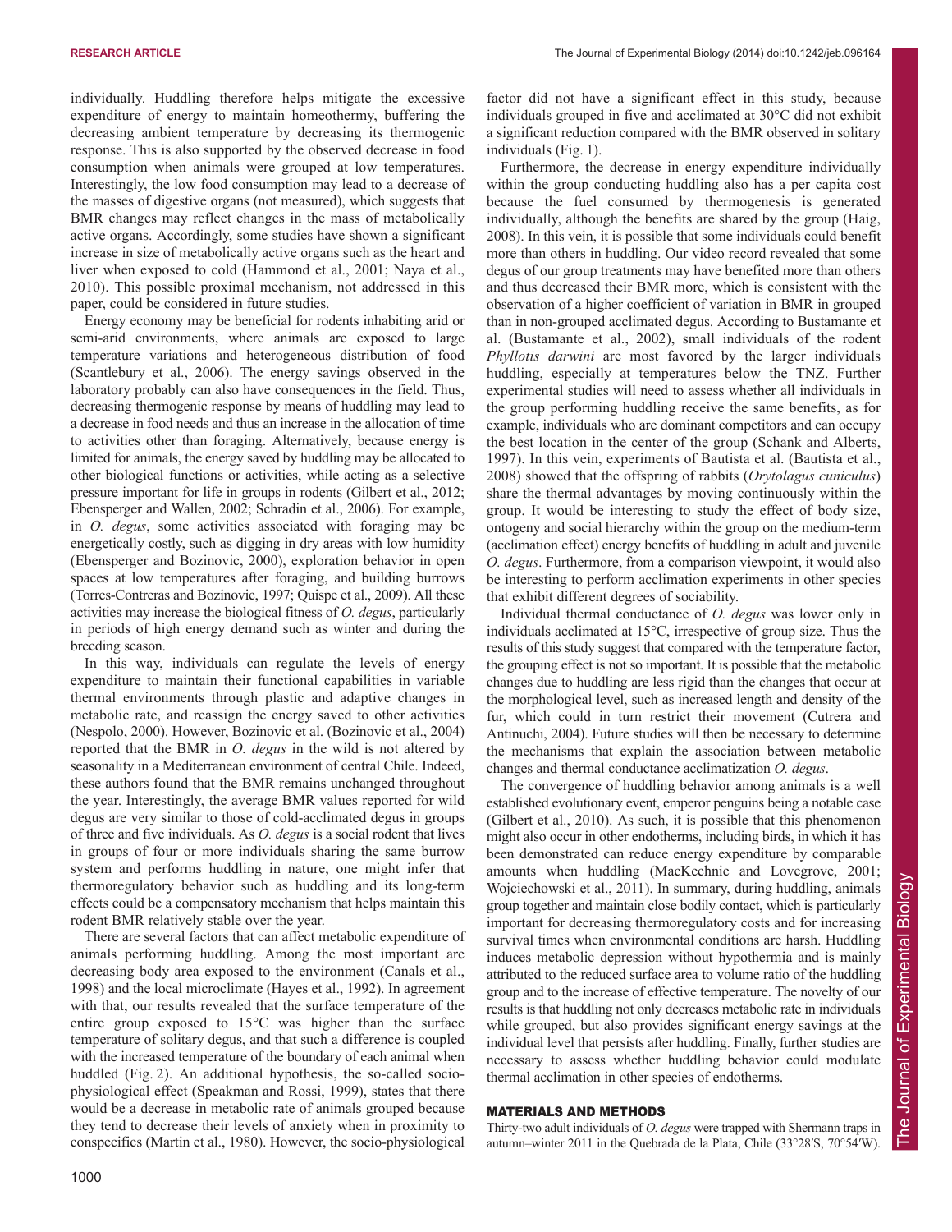individually. Huddling therefore helps mitigate the excessive expenditure of energy to maintain homeothermy, buffering the decreasing ambient temperature by decreasing its thermogenic response. This is also supported by the observed decrease in food consumption when animals were grouped at low temperatures. Interestingly, the low food consumption may lead to a decrease of the masses of digestive organs (not measured), which suggests that BMR changes may reflect changes in the mass of metabolically active organs. Accordingly, some studies have shown a significant increase in size of metabolically active organs such as the heart and liver when exposed to cold (Hammond et al., 2001; Naya et al., 2010). This possible proximal mechanism, not addressed in this paper, could be considered in future studies.

Energy economy may be beneficial for rodents inhabiting arid or semi-arid environments, where animals are exposed to large temperature variations and heterogeneous distribution of food (Scantlebury et al., 2006). The energy savings observed in the laboratory probably can also have consequences in the field. Thus, decreasing thermogenic response by means of huddling may lead to a decrease in food needs and thus an increase in the allocation of time to activities other than foraging. Alternatively, because energy is limited for animals, the energy saved by huddling may be allocated to other biological functions or activities, while acting as a selective pressure important for life in groups in rodents (Gilbert et al., 2012; Ebensperger and Wallen, 2002; Schradin et al., 2006). For example, in *O. degus*, some activities associated with foraging may be energetically costly, such as digging in dry areas with low humidity (Ebensperger and Bozinovic, 2000), exploration behavior in open spaces at low temperatures after foraging, and building burrows (Torres-Contreras and Bozinovic, 1997; Quispe et al., 2009). All these activities may increase the biological fitness of *O. degus*, particularly in periods of high energy demand such as winter and during the breeding season.

In this way, individuals can regulate the levels of energy expenditure to maintain their functional capabilities in variable thermal environments through plastic and adaptive changes in metabolic rate, and reassign the energy saved to other activities (Nespolo, 2000). However, Bozinovic et al. (Bozinovic et al., 2004) reported that the BMR in *O. degus* in the wild is not altered by seasonality in a Mediterranean environment of central Chile. Indeed, these authors found that the BMR remains unchanged throughout the year. Interestingly, the average BMR values reported for wild degus are very similar to those of cold-acclimated degus in groups of three and five individuals. As *O. degus* is a social rodent that lives in groups of four or more individuals sharing the same burrow system and performs huddling in nature, one might infer that thermoregulatory behavior such as huddling and its long-term effects could be a compensatory mechanism that helps maintain this rodent BMR relatively stable over the year.

There are several factors that can affect metabolic expenditure of animals performing huddling. Among the most important are decreasing body area exposed to the environment (Canals et al., 1998) and the local microclimate (Hayes et al., 1992). In agreement with that, our results revealed that the surface temperature of the entire group exposed to 15°C was higher than the surface temperature of solitary degus, and that such a difference is coupled with the increased temperature of the boundary of each animal when huddled (Fig. 2). An additional hypothesis, the so-called socio-physiological effect (Speakman and Rossi, 1999), states that there would be a decrease in metabolic rate of animals grouped because they tend to decrease their levels of anxiety when in proximity to conspecifics (Martin et al., 1980). However, the socio-physiological factor did not have a significant effect in this study, because individuals grouped in five and acclimated at 30°C did not exhibit a significant reduction compared with the BMR observed in solitary individuals (Fig. 1).

Furthermore, the decrease in energy expenditure individually within the group conducting huddling also has a per capita cost because the fuel consumed by thermogenesis is generated individually, although the benefits are shared by the group (Haig, 2008). In this vein, it is possible that some individuals could benefit more than others in huddling. Our video record revealed that some degus of our group treatments may have benefited more than others and thus decreased their BMR more, which is consistent with the observation of a higher coefficient of variation in BMR in grouped than in non-grouped acclimated degus. According to Bustamante et al. (Bustamante et al., 2002), small individuals of the rodent *Phyllotis darwini* are most favored by the larger individuals huddling, especially at temperatures below the TNZ. Further experimental studies will need to assess whether all individuals in the group performing huddling receive the same benefits, as for example, individuals who are dominant competitors and can occupy the best location in the center of the group (Schank and Alberts, 1997). In this vein, experiments of Bautista et al. (Bautista et al., 2008) showed that the offspring of rabbits (*Orytolagus cuniculus*) share the thermal advantages by moving continuously within the group. It would be interesting to study the effect of body size, ontogeny and social hierarchy within the group on the medium-term (acclimation effect) energy benefits of huddling in adult and juvenile *O. degus*. Furthermore, from a comparison viewpoint, it would also be interesting to perform acclimation experiments in other species that exhibit different degrees of sociability.

Individual thermal conductance of *O. degus* was lower only in individuals acclimated at 15°C, irrespective of group size. Thus the results of this study suggest that compared with the temperature factor, the grouping effect is not so important. It is possible that the metabolic changes due to huddling are less rigid than the changes that occur at the morphological level, such as increased length and density of the fur, which could in turn restrict their movement (Cutrera and Antinuchi, 2004). Future studies will then be necessary to determine the mechanisms that explain the association between metabolic changes and thermal conductance acclimatization *O. degus*.

The convergence of huddling behavior among animals is a well established evolutionary event, emperor penguins being a notable case (Gilbert et al., 2010). As such, it is possible that this phenomenon might also occur in other endotherms, including birds, in which it has been demonstrated can reduce energy expenditure by comparable amounts when huddling (MacKechnie and Lovegrove, 2001; Wojciechowski et al., 2011). In summary, during huddling, animals group together and maintain close bodily contact, which is particularly important for decreasing thermoregulatory costs and for increasing survival times when environmental conditions are harsh. Huddling induces metabolic depression without hypothermia and is mainly attributed to the reduced surface area to volume ratio of the huddling group and to the increase of effective temperature. The novelty of our results is that huddling not only decreases metabolic rate in individuals while grouped, but also provides significant energy savings at the individual level that persists after huddling. Finally, further studies are necessary to assess whether huddling behavior could modulate thermal acclimation in other species of endotherms.

## MATERIALS AND METHODS

Thirty-two adult individuals of *O. degus* were trapped with Shermann traps in autumn–winter 2011 in the Quebrada de la Plata, Chile (33°28′S, 70°54′W).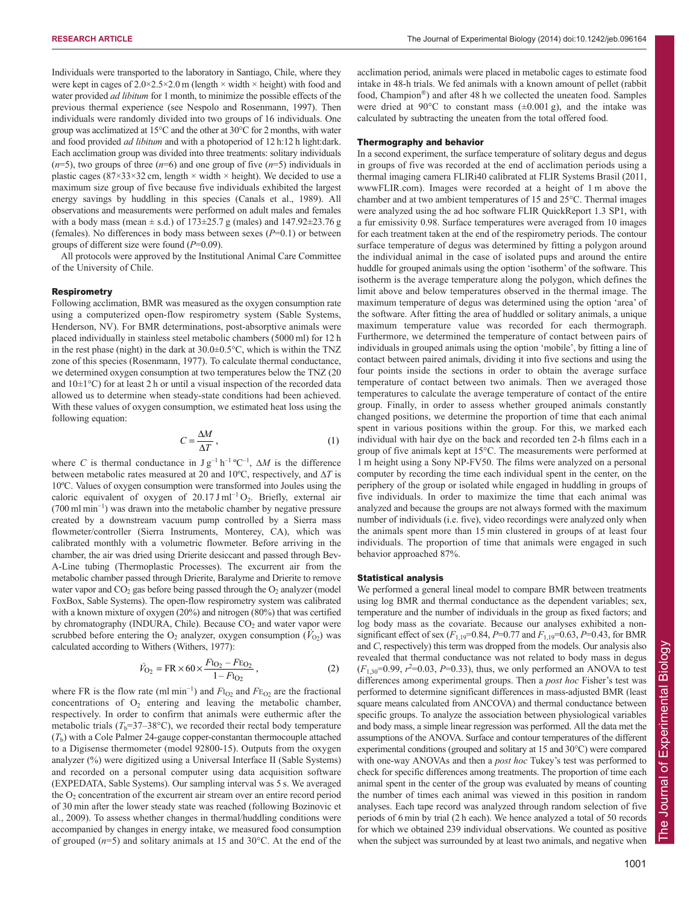Individuals were transported to the laboratory in Santiago, Chile, where they were kept in cages of 2.0×2.5×2.0 m (length × width × height) with food and water provided *ad libitum* for 1 month, to minimize the possible effects of the previous thermal experience (see Nespolo and Rosenmann, 1997). Then individuals were randomly divided into two groups of 16 individuals. One group was acclimatized at 15°C and the other at 30°C for 2 months, with water and food provided *ad libitum* and with a photoperiod of 12 h:12 h light:dark. Each acclimation group was divided into three treatments: solitary individuals ($n$=5), two groups of three ($n$=6) and one group of five ($n$=5) individuals in plastic cages (87×33×32 cm, length × width × height). We decided to use a maximum size group of five because five individuals exhibited the largest energy savings by huddling in this species (Canals et al., 1989). All observations and measurements were performed on adult males and females with a body mass (mean ± s.d.) of 173±25.7 g (males) and 147.92±23.76 g (females). No differences in body mass between sexes ($P$=0.1) or between groups of different size were found ($P$=0.09).

All protocols were approved by the Institutional Animal Care Committee of the University of Chile.

### Respirometry

Following acclimation, BMR was measured as the oxygen consumption rate using a computerized open-flow respirometry system (Sable Systems, Henderson, NV). For BMR determinations, post-absorptive animals were placed individually in stainless steel metabolic chambers (5000 ml) for 12 h in the rest phase (night) in the dark at 30.0±0.5°C, which is within the TNZ zone of this species (Rosenmann, 1977). To calculate thermal conductance, we determined oxygen consumption at two temperatures below the TNZ (20 and 10±1°C) for at least 2 h or until a visual inspection of the recorded data allowed us to determine when steady-state conditions had been achieved. With these values of oxygen consumption, we estimated heat loss using the following equation:

$$C = \frac{\Delta M}{\Delta T}, \quad (1)$$

where $C$ is thermal conductance in J g$^{-1}$ h$^{-1}$ ºC$^{-1}$, $\Delta M$ is the difference between metabolic rates measured at 20 and 10ºC, respectively, and $\Delta T$ is 10ºC. Values of oxygen consumption were transformed into Joules using the caloric equivalent of oxygen of 20.17 J ml$^{-1}$ $O_2$. Briefly, external air (700 ml min$^{-1}$) was drawn into the metabolic chamber by negative pressure created by a downstream vacuum pump controlled by a Sierra mass flowmeter/controller (Sierra Instruments, Monterey, CA), which was calibrated monthly with a volumetric flowmeter. Before arriving in the chamber, the air was dried using Drierite desiccant and passed through Bev-A-Line tubing (Thermoplastic Processes). The excurrent air from the metabolic chamber passed through Drierite, Baralyme and Drierite to remove water vapor and $CO_2$ gas before being passed through the $O_2$ analyzer (model FoxBox, Sable Systems). The open-flow respirometry system was calibrated with a known mixture of oxygen (20%) and nitrogen (80%) that was certified by chromatography (INDURA, Chile). Because $CO_2$ and water vapor were scrubbed before entering the $O_2$ analyzer, oxygen consumption ($\dot{V}_{O_2}$) was calculated according to Withers (Withers, 1977):

$$\dot{V}_{O_2} = \text{FR} \times 60 \times \frac{F\text{I}_{O_2} - F\text{E}_{O_2}}{1 - F\text{I}_{O_2}}, \quad (2)$$

where FR is the flow rate (ml min$^{-1}$) and $F\text{I}_{O_2}$ and $F\text{E}_{O_2}$ are the fractional concentrations of $O_2$ entering and leaving the metabolic chamber, respectively. In order to confirm that animals were euthermic after the metabolic trials ($T_b$=37–38°C), we recorded their rectal body temperature ($T_b$) with a Cole Palmer 24-gauge copper-constantan thermocouple attached to a Digisense thermometer (model 92800-15). Outputs from the oxygen analyzer (%) were digitized using a Universal Interface II (Sable Systems) and recorded on a personal computer using data acquisition software (EXPEDATA, Sable Systems). Our sampling interval was 5 s. We averaged the $O_2$ concentration of the excurrent air stream over an entire record period of 30 min after the lower steady state was reached (following Bozinovic et al., 2009). To assess whether changes in thermal/huddling conditions were accompanied by changes in energy intake, we measured food consumption of grouped ($n$=5) and solitary animals at 15 and 30°C. At the end of the acclimation period, animals were placed in metabolic cages to estimate food intake in 48-h trials. We fed animals with a known amount of pellet (rabbit food, Champion®) and after 48 h we collected the uneaten food. Samples were dried at 90°C to constant mass (±0.001 g), and the intake was calculated by subtracting the uneaten from the total offered food.

### Thermography and behavior

In a second experiment, the surface temperature of solitary degus and degus in groups of five was recorded at the end of acclimation periods using a thermal imaging camera FLIRi40 calibrated at FLIR Systems Brasil (2011, wwwFLIR.com). Images were recorded at a height of 1 m above the chamber and at two ambient temperatures of 15 and 25°C. Thermal images were analyzed using the ad hoc software FLIR QuickReport 1.3 SP1, with a fur emissivity 0.98. Surface temperatures were averaged from 10 images for each treatment taken at the end of the respirometry periods. The contour surface temperature of degus was determined by fitting a polygon around the individual animal in the case of isolated pups and around the entire huddle for grouped animals using the option 'isotherm' of the software. This isotherm is the average temperature along the polygon, which defines the limit above and below temperatures observed in the thermal image. The maximum temperature of degus was determined using the option 'area' of the software. After fitting the area of huddled or solitary animals, a unique maximum temperature value was recorded for each thermograph. Furthermore, we determined the temperature of contact between pairs of individuals in grouped animals using the option 'mobile', by fitting a line of contact between paired animals, dividing it into five sections and using the four points inside the sections in order to obtain the average surface temperature of contact between two animals. Then we averaged those temperatures to calculate the average temperature of contact of the entire group. Finally, in order to assess whether grouped animals constantly changed positions, we determine the proportion of time that each animal spent in various positions within the group. For this, we marked each individual with hair dye on the back and recorded ten 2-h films each in a group of five animals kept at 15°C. The measurements were performed at 1 m height using a Sony NP-FV50. The films were analyzed on a personal computer by recording the time each individual spent in the center, on the periphery of the group or isolated while engaged in huddling in groups of five individuals. In order to maximize the time that each animal was analyzed and because the groups are not always formed with the maximum number of individuals (i.e. five), video recordings were analyzed only when the animals spent more than 15 min clustered in groups of at least four individuals. The proportion of time that animals were engaged in such behavior approached 87%.

### Statistical analysis

We performed a general lineal model to compare BMR between treatments using log BMR and thermal conductance as the dependent variables; sex, temperature and the number of individuals in the group as fixed factors; and log body mass as the covariate. Because our analyses exhibited a non-significant effect of sex ($F_{1,19}$=0.84, $P$=0.77 and $F_{1,19}$=0.63, $P$=0.43, for BMR and $C$, respectively) this term was dropped from the models. Our analysis also revealed that thermal conductance was not related to body mass in degus ($F_{1,30}$=0.99, $r^2$=0.03, $P$=0.33), thus, we only performed an ANOVA to test differences among experimental groups. Then a *post hoc* Fisher's test was performed to determine significant differences in mass-adjusted BMR (least square means calculated from ANCOVA) and thermal conductance between specific groups. To analyze the association between physiological variables and body mass, a simple linear regression was performed. All the data met the assumptions of the ANOVA. Surface and contour temperatures of the different experimental conditions (grouped and solitary at 15 and 30°C) were compared with one-way ANOVAs and then a *post hoc* Tukey's test was performed to check for specific differences among treatments. The proportion of time each animal spent in the center of the group was evaluated by means of counting the number of times each animal was viewed in this position in random analyses. Each tape record was analyzed through random selection of five periods of 6 min by trial (2 h each). We hence analyzed a total of 50 records for which we obtained 239 individual observations. We counted as positive when the subject was surrounded by at least two animals, and negative when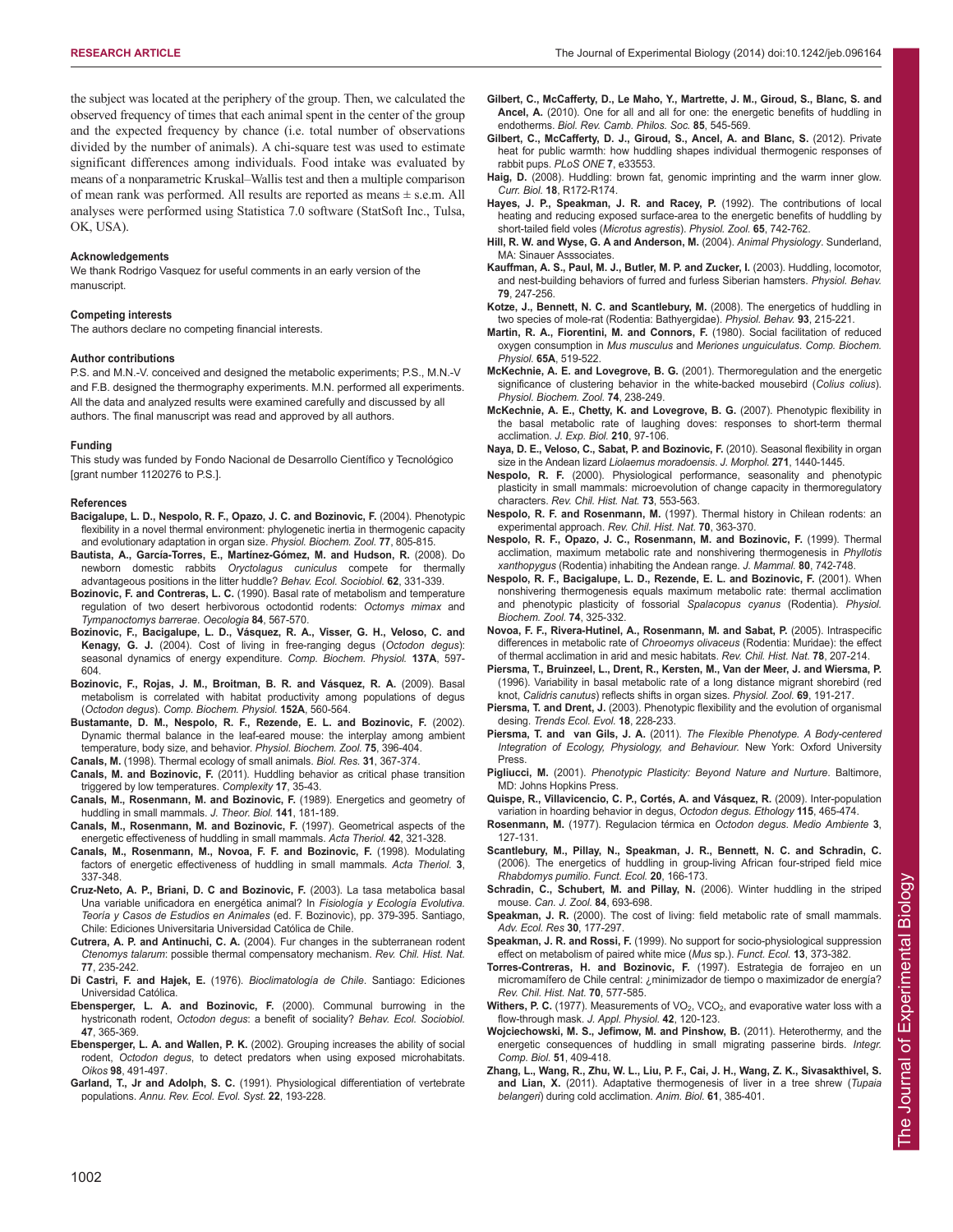the subject was located at the periphery of the group. Then, we calculated the observed frequency of times that each animal spent in the center of the group and the expected frequency by chance (i.e. total number of observations divided by the number of animals). A chi-square test was used to estimate significant differences among individuals. Food intake was evaluated by means of a nonparametric Kruskal–Wallis test and then a multiple comparison of mean rank was performed. All results are reported as means ± s.e.m. All analyses were performed using Statistica 7.0 software (StatSoft Inc., Tulsa, OK, USA).

#### Acknowledgements
We thank Rodrigo Vasquez for useful comments in an early version of the manuscript.

#### Competing interests
The authors declare no competing financial interests.

#### Author contributions
P.S. and M.N.-V. conceived and designed the metabolic experiments; P.S., M.N.-V and F.B. designed the thermography experiments. M.N. performed all experiments. All the data and analyzed results were examined carefully and discussed by all authors. The final manuscript was read and approved by all authors.

#### Funding
This study was funded by Fondo Nacional de Desarrollo Científico y Tecnológico [grant number 1120276 to P.S.].

#### References

**Bacigalupe, L. D., Nespolo, R. F., Opazo, J. C. and Bozinovic, F.** (2004). Phenotypic flexibility in a novel thermal environment: phylogenetic inertia in thermogenic capacity and evolutionary adaptation in organ size. *Physiol. Biochem. Zool.* **77**, 805-815.

**Bautista, A., García-Torres, E., Martínez-Gómez, M. and Hudson, R.** (2008). Do newborn domestic rabbits *Oryctolagus cuniculus* compete for thermally advantageous positions in the litter huddle? *Behav. Ecol. Sociobiol.* **62**, 331-339.

**Bozinovic, F. and Contreras, L. C.** (1990). Basal rate of metabolism and temperature regulation of two desert herbivorous octodontid rodents: *Octomys mimax* and *Tympanoctomys barrerae*. *Oecologia* **84**, 567-570.

**Bozinovic, F., Bacigalupe, L. D., Vásquez, R. A., Visser, G. H., Veloso, C. and Kenagy, G. J.** (2004). Cost of living in free-ranging degus (*Octodon degus*): seasonal dynamics of energy expenditure. *Comp. Biochem. Physiol.* **137A**, 597-604.

**Bozinovic, F., Rojas, J. M., Broitman, B. R. and Vásquez, R. A.** (2009). Basal metabolism is correlated with habitat productivity among populations of degus (*Octodon degus*). *Comp. Biochem. Physiol.* **152A**, 560-564.

**Bustamante, D. M., Nespolo, R. F., Rezende, E. L. and Bozinovic, F.** (2002). Dynamic thermal balance in the leaf-eared mouse: the interplay among ambient temperature, body size, and behavior. *Physiol. Biochem. Zool.* **75**, 396-404.

**Canals, M.** (1998). Thermal ecology of small animals. *Biol. Res.* **31**, 367-374.

**Canals, M. and Bozinovic, F.** (2011). Huddling behavior as critical phase transition triggered by low temperatures. *Complexity* **17**, 35-43.

**Canals, M., Rosenmann, M. and Bozinovic, F.** (1989). Energetics and geometry of huddling in small mammals. *J. Theor. Biol.* **141**, 181-189.

**Canals, M., Rosenmann, M. and Bozinovic, F.** (1997). Geometrical aspects of the energetic effectiveness of huddling in small mammals. *Acta Theriol.* **42**, 321-328.

**Canals, M., Rosenmann, M., Novoa, F. F. and Bozinovic, F.** (1998). Modulating factors of energetic effectiveness of huddling in small mammals. *Acta Theriol.* **3**, 337-348.

**Cruz-Neto, A. P., Briani, D. C and Bozinovic, F.** (2003). La tasa metabolica basal Una variable unificadora en energética animal? In *Fisiología y Ecología Evolutiva. Teoría y Casos de Estudios en Animales* (ed. F. Bozinovic), pp. 379-395. Santiago, Chile: Ediciones Universitaria Universidad Católica de Chile.

**Cutrera, A. P. and Antinuchi, C. A.** (2004). Fur changes in the subterranean rodent *Ctenomys talarum*: possible thermal compensatory mechanism. *Rev. Chil. Hist. Nat.* **77**, 235-242.

**Di Castri, F. and Hajek, E.** (1976). *Bioclimatología de Chile*. Santiago: Ediciones Universidad Católica.

**Ebensperger, L. A. and Bozinovic, F.** (2000). Communal burrowing in the hystriconath rodent, *Octodon degus*: a benefit of sociality? *Behav. Ecol. Sociobiol.* **47**, 365-369.

**Ebensperger, L. A. and Wallen, P. K.** (2002). Grouping increases the ability of social rodent, *Octodon degus*, to detect predators when using exposed microhabitats. *Oikos* **98**, 491-497.

**Garland, T., Jr and Adolph, S. C.** (1991). Physiological differentiation of vertebrate populations. *Annu. Rev. Ecol. Evol. Syst.* **22**, 193-228.

**Gilbert, C., McCafferty, D., Le Maho, Y., Martrette, J. M., Giroud, S., Blanc, S. and Ancel, A.** (2010). One for all and all for one: the energetic benefits of huddling in endotherms. *Biol. Rev. Camb. Philos. Soc.* **85**, 545-569.

**Gilbert, C., McCafferty, D. J., Giroud, S., Ancel, A. and Blanc, S.** (2012). Private heat for public warmth: how huddling shapes individual thermogenic responses of rabbit pups. *PLoS ONE* **7**, e33553.

**Haig, D.** (2008). Huddling: brown fat, genomic imprinting and the warm inner glow. *Curr. Biol.* **18**, R172-R174.

**Hayes, J. P., Speakman, J. R. and Racey, P.** (1992). The contributions of local heating and reducing exposed surface-area to the energetic benefits of huddling by short-tailed field voles (*Microtus agrestis*). *Physiol. Zool.* **65**, 742-762.

**Hill, R. W. and Wyse, G. A and Anderson, M.** (2004). *Animal Physiology*. Sunderland, MA: Sinauer Asssociates.

**Kauffman, A. S., Paul, M. J., Butler, M. P. and Zucker, I.** (2003). Huddling, locomotor, and nest-building behaviors of furred and furless Siberian hamsters. *Physiol. Behav.* **79**, 247-256.

**Kotze, J., Bennett, N. C. and Scantlebury, M.** (2008). The energetics of huddling in two species of mole-rat (Rodentia: Bathyergidae). *Physiol. Behav.* **93**, 215-221.

**Martin, R. A., Fiorentini, M. and Connors, F.** (1980). Social facilitation of reduced oxygen consumption in *Mus musculus* and *Meriones unguiculatus*. *Comp. Biochem. Physiol.* **65A**, 519-522.

**McKechnie, A. E. and Lovegrove, B. G.** (2001). Thermoregulation and the energetic significance of clustering behavior in the white-backed mousebird (*Colius colius*). *Physiol. Biochem. Zool.* **74**, 238-249.

**McKechnie, A. E., Chetty, K. and Lovegrove, B. G.** (2007). Phenotypic flexibility in the basal metabolic rate of laughing doves: responses to short-term thermal acclimation. *J. Exp. Biol.* **210**, 97-106.

**Naya, D. E., Veloso, C., Sabat, P. and Bozinovic, F.** (2010). Seasonal flexibility in organ size in the Andean lizard *Liolaemus moradoensis*. *J. Morphol.* **271**, 1440-1445.

**Nespolo, R. F.** (2000). Physiological performance, seasonality and phenotypic plasticity in small mammals: microevolution of change capacity in thermoregulatory characters. *Rev. Chil. Hist. Nat.* **73**, 553-563.

**Nespolo, R. F. and Rosenmann, M.** (1997). Thermal history in Chilean rodents: an experimental approach. *Rev. Chil. Hist. Nat.* **70**, 363-370.

**Nespolo, R. F., Opazo, J. C., Rosenmann, M. and Bozinovic, F.** (1999). Thermal acclimation, maximum metabolic rate and nonshivering thermogenesis in *Phyllotis xanthopygus* (Rodentia) inhabiting the Andean range. *J. Mammal.* **80**, 742-748.

**Nespolo, R. F., Bacigalupe, L. D., Rezende, E. L. and Bozinovic, F.** (2001). When nonshivering thermogenesis equals maximum metabolic rate: thermal acclimation and phenotypic plasticity of fossorial *Spalacopus cyanus* (Rodentia). *Physiol. Biochem. Zool.* **74**, 325-332.

**Novoa, F. F., Rivera-Hutinel, A., Rosenmann, M. and Sabat, P.** (2005). Intraspecific differences in metabolic rate of *Chroeomys olivaceus* (Rodentia: Muridae): the effect of thermal acclimation in arid and mesic habitats. *Rev. Chil. Hist. Nat.* **78**, 207-214.

**Piersma, T., Bruinzeel, L., Drent, R., Kersten, M., Van der Meer, J. and Wiersma, P.** (1996). Variability in basal metabolic rate of a long distance migrant shorebird (red knot, *Calidris canutus*) reflects shifts in organ sizes. *Physiol. Zool.* **69**, 191-217.

**Piersma, T. and Drent, J.** (2003). Phenotypic flexibility and the evolution of organismal desing. *Trends Ecol. Evol.* **18**, 228-233.

**Piersma, T. and van Gils, J. A.** (2011). *The Flexible Phenotype. A Body-centered Integration of Ecology, Physiology, and Behaviour.* New York: Oxford University Press.

**Pigliucci, M.** (2001). *Phenotypic Plasticity: Beyond Nature and Nurture*. Baltimore, MD: Johns Hopkins Press.

**Quispe, R., Villavicencio, C. P., Cortés, A. and Vásquez, R.** (2009). Inter-population variation in hoarding behavior in degus, *Octodon degus. Ethology* **115**, 465-474.

**Rosenmann, M.** (1977). Regulacion térmica en *Octodon degus*. *Medio Ambiente* **3**, 127-131.

**Scantlebury, M., Pillay, N., Speakman, J. R., Bennett, N. C. and Schradin, C.** (2006). The energetics of huddling in group-living African four-striped field mice *Rhabdomys pumilio*. *Funct. Ecol.* **20**, 166-173.

**Schradin, C., Schubert, M. and Pillay, N.** (2006). Winter huddling in the striped mouse. *Can. J. Zool.* **84**, 693-698.

**Speakman, J. R.** (2000). The cost of living: field metabolic rate of small mammals. *Adv. Ecol. Res* **30**, 177-297.

**Speakman, J. R. and Rossi, F.** (1999). No support for socio-physiological suppression effect on metabolism of paired white mice (*Mus* sp.). *Funct. Ecol.* **13**, 373-382.

**Torres-Contreras, H. and Bozinovic, F.** (1997). Estrategia de forrajeo en un micromamífero de Chile central: ¿minimizador de tiempo o maximizador de energía? *Rev. Chil. Hist. Nat.* **70**, 577-585.

**Withers, P. C.** (1977). Measurements of $VO_2$, $VCO_2$, and evaporative water loss with a flow-through mask. *J. Appl. Physiol.* **42**, 120-123.

**Wojciechowski, M. S., Jefimow, M. and Pinshow, B.** (2011). Heterothermy, and the energetic consequences of huddling in small migrating passerine birds. *Integr. Comp. Biol.* **51**, 409-418.

**Zhang, L., Wang, R., Zhu, W. L., Liu, P. F., Cai, J. H., Wang, Z. K., Sivasakthivel, S. and Lian, X.** (2011). Adaptive thermogenesis of liver in a tree shrew (*Tupaia belangeri*) during cold acclimation. *Anim. Biol.* **61**, 385-401.